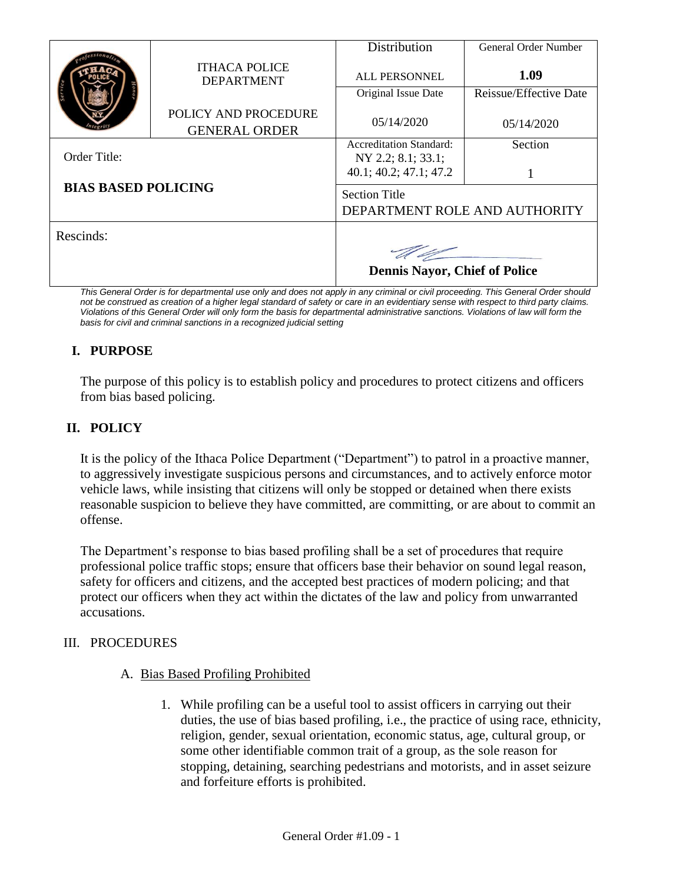| | ITHACA POLICE DEPARTMENT<br><br>POLICY AND PROCEDURE GENERAL ORDER | Distribution<br><br>ALL PERSONNEL | General Order Number<br><br>**1.09** |
|---|---|---|---|
| | | Original Issue Date<br><br>05/14/2020 | Reissue/Effective Date<br><br>05/14/2020 |
| Order Title:<br><br>**BIAS BASED POLICING** | | Accreditation Standard:<br>NY 2.2; 8.1; 33.1; 40.1; 40.2; 47.1; 47.2 | Section<br><br>1 |
| | | Section Title<br>DEPARTMENT ROLE AND AUTHORITY | |
| Rescinds: | | **Dennis Nayor, Chief of Police** | |

*This General Order is for departmental use only and does not apply in any criminal or civil proceeding. This General Order should not be construed as creation of a higher legal standard of safety or care in an evidentiary sense with respect to third party claims. Violations of this General Order will only form the basis for departmental administrative sanctions. Violations of law will form the basis for civil and criminal sanctions in a recognized judicial setting*

## I. PURPOSE

The purpose of this policy is to establish policy and procedures to protect citizens and officers from bias based policing.

## II. POLICY

It is the policy of the Ithaca Police Department ("Department") to patrol in a proactive manner, to aggressively investigate suspicious persons and circumstances, and to actively enforce motor vehicle laws, while insisting that citizens will only be stopped or detained when there exists reasonable suspicion to believe they have committed, are committing, or are about to commit an offense.

The Department's response to bias based profiling shall be a set of procedures that require professional police traffic stops; ensure that officers base their behavior on sound legal reason, safety for officers and citizens, and the accepted best practices of modern policing; and that protect our officers when they act within the dictates of the law and policy from unwarranted accusations.

## III. PROCEDURES

### A. Bias Based Profiling Prohibited

1. While profiling can be a useful tool to assist officers in carrying out their duties, the use of bias based profiling, i.e., the practice of using race, ethnicity, religion, gender, sexual orientation, economic status, age, cultural group, or some other identifiable common trait of a group, as the sole reason for stopping, detaining, searching pedestrians and motorists, and in asset seizure and forfeiture efforts is prohibited.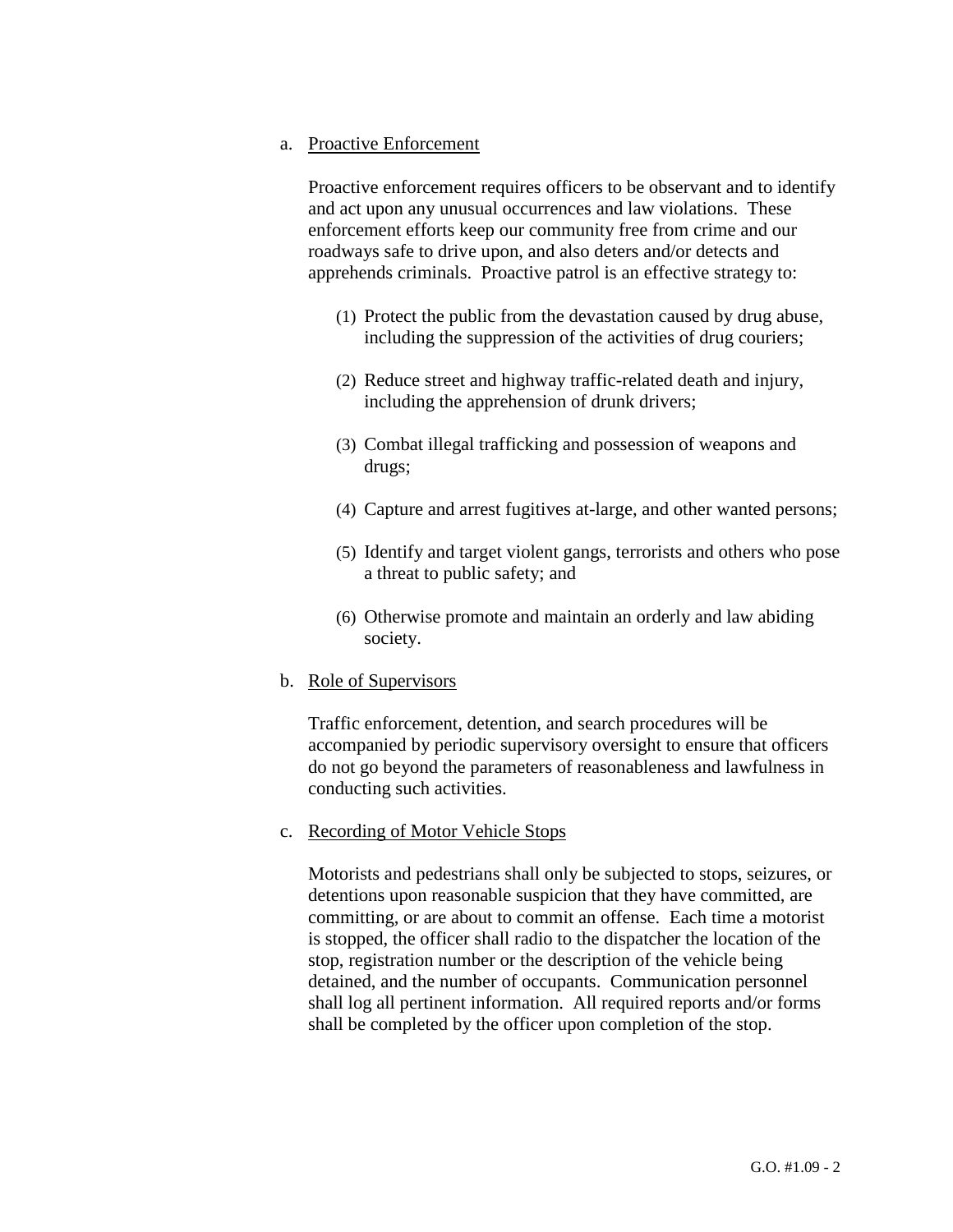a. Proactive Enforcement

Proactive enforcement requires officers to be observant and to identify and act upon any unusual occurrences and law violations. These enforcement efforts keep our community free from crime and our roadways safe to drive upon, and also deters and/or detects and apprehends criminals. Proactive patrol is an effective strategy to:

(1) Protect the public from the devastation caused by drug abuse, including the suppression of the activities of drug couriers;

(2) Reduce street and highway traffic-related death and injury, including the apprehension of drunk drivers;

(3) Combat illegal trafficking and possession of weapons and drugs;

(4) Capture and arrest fugitives at-large, and other wanted persons;

(5) Identify and target violent gangs, terrorists and others who pose a threat to public safety; and

(6) Otherwise promote and maintain an orderly and law abiding society.

b. Role of Supervisors

Traffic enforcement, detention, and search procedures will be accompanied by periodic supervisory oversight to ensure that officers do not go beyond the parameters of reasonableness and lawfulness in conducting such activities.

c. Recording of Motor Vehicle Stops

Motorists and pedestrians shall only be subjected to stops, seizures, or detentions upon reasonable suspicion that they have committed, are committing, or are about to commit an offense. Each time a motorist is stopped, the officer shall radio to the dispatcher the location of the stop, registration number or the description of the vehicle being detained, and the number of occupants. Communication personnel shall log all pertinent information. All required reports and/or forms shall be completed by the officer upon completion of the stop.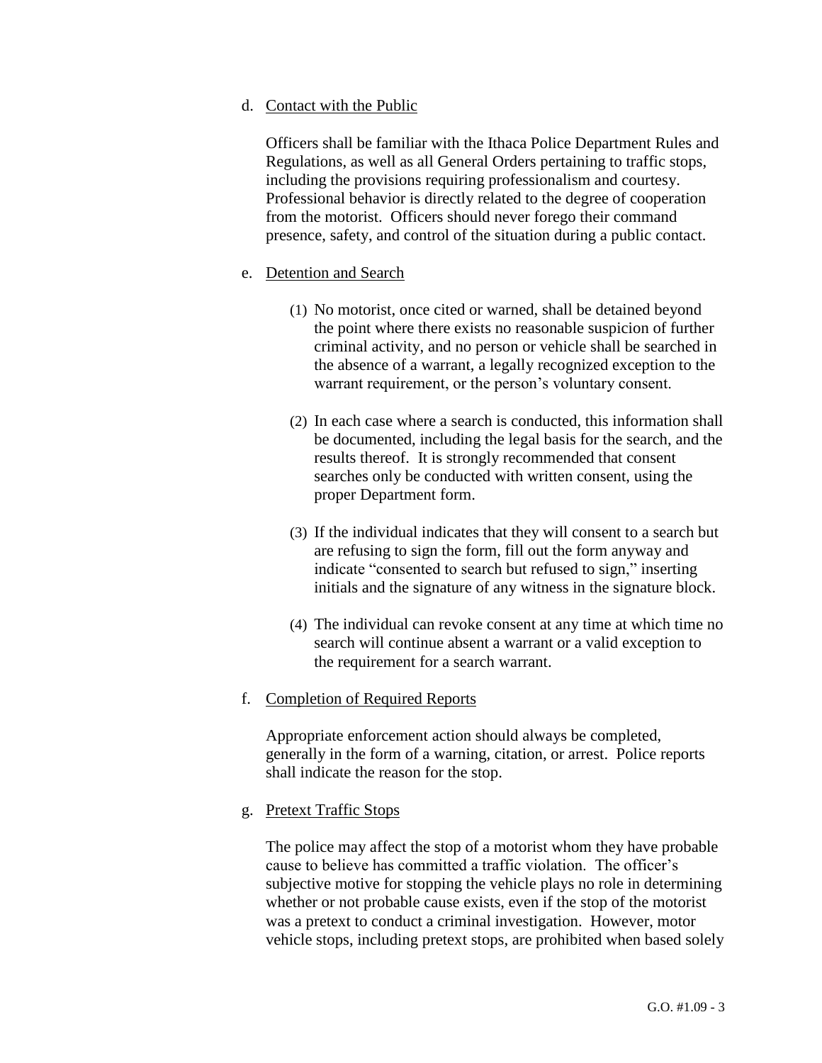d. <u>Contact with the Public</u>

Officers shall be familiar with the Ithaca Police Department Rules and Regulations, as well as all General Orders pertaining to traffic stops, including the provisions requiring professionalism and courtesy. Professional behavior is directly related to the degree of cooperation from the motorist. Officers should never forego their command presence, safety, and control of the situation during a public contact.

e. <u>Detention and Search</u>

(1) No motorist, once cited or warned, shall be detained beyond the point where there exists no reasonable suspicion of further criminal activity, and no person or vehicle shall be searched in the absence of a warrant, a legally recognized exception to the warrant requirement, or the person's voluntary consent.

(2) In each case where a search is conducted, this information shall be documented, including the legal basis for the search, and the results thereof. It is strongly recommended that consent searches only be conducted with written consent, using the proper Department form.

(3) If the individual indicates that they will consent to a search but are refusing to sign the form, fill out the form anyway and indicate "consented to search but refused to sign," inserting initials and the signature of any witness in the signature block.

(4) The individual can revoke consent at any time at which time no search will continue absent a warrant or a valid exception to the requirement for a search warrant.

f. <u>Completion of Required Reports</u>

Appropriate enforcement action should always be completed, generally in the form of a warning, citation, or arrest. Police reports shall indicate the reason for the stop.

g. <u>Pretext Traffic Stops</u>

The police may affect the stop of a motorist whom they have probable cause to believe has committed a traffic violation. The officer's subjective motive for stopping the vehicle plays no role in determining whether or not probable cause exists, even if the stop of the motorist was a pretext to conduct a criminal investigation. However, motor vehicle stops, including pretext stops, are prohibited when based solely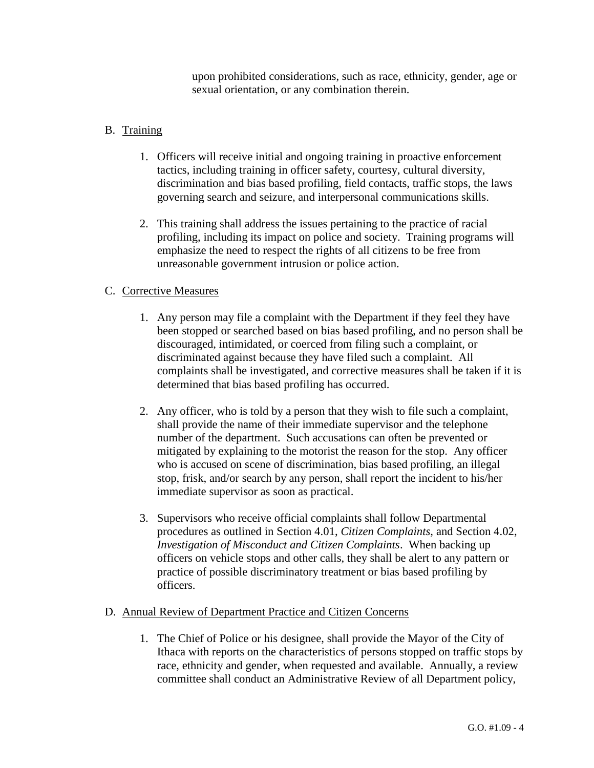upon prohibited considerations, such as race, ethnicity, gender, age or sexual orientation, or any combination therein.

B. Training

1. Officers will receive initial and ongoing training in proactive enforcement tactics, including training in officer safety, courtesy, cultural diversity, discrimination and bias based profiling, field contacts, traffic stops, the laws governing search and seizure, and interpersonal communications skills.

2. This training shall address the issues pertaining to the practice of racial profiling, including its impact on police and society. Training programs will emphasize the need to respect the rights of all citizens to be free from unreasonable government intrusion or police action.

C. Corrective Measures

1. Any person may file a complaint with the Department if they feel they have been stopped or searched based on bias based profiling, and no person shall be discouraged, intimidated, or coerced from filing such a complaint, or discriminated against because they have filed such a complaint. All complaints shall be investigated, and corrective measures shall be taken if it is determined that bias based profiling has occurred.

2. Any officer, who is told by a person that they wish to file such a complaint, shall provide the name of their immediate supervisor and the telephone number of the department. Such accusations can often be prevented or mitigated by explaining to the motorist the reason for the stop. Any officer who is accused on scene of discrimination, bias based profiling, an illegal stop, frisk, and/or search by any person, shall report the incident to his/her immediate supervisor as soon as practical.

3. Supervisors who receive official complaints shall follow Departmental procedures as outlined in Section 4.01, *Citizen Complaints,* and Section 4.02, *Investigation of Misconduct and Citizen Complaints*. When backing up officers on vehicle stops and other calls, they shall be alert to any pattern or practice of possible discriminatory treatment or bias based profiling by officers.

D. Annual Review of Department Practice and Citizen Concerns

1. The Chief of Police or his designee, shall provide the Mayor of the City of Ithaca with reports on the characteristics of persons stopped on traffic stops by race, ethnicity and gender, when requested and available. Annually, a review committee shall conduct an Administrative Review of all Department policy,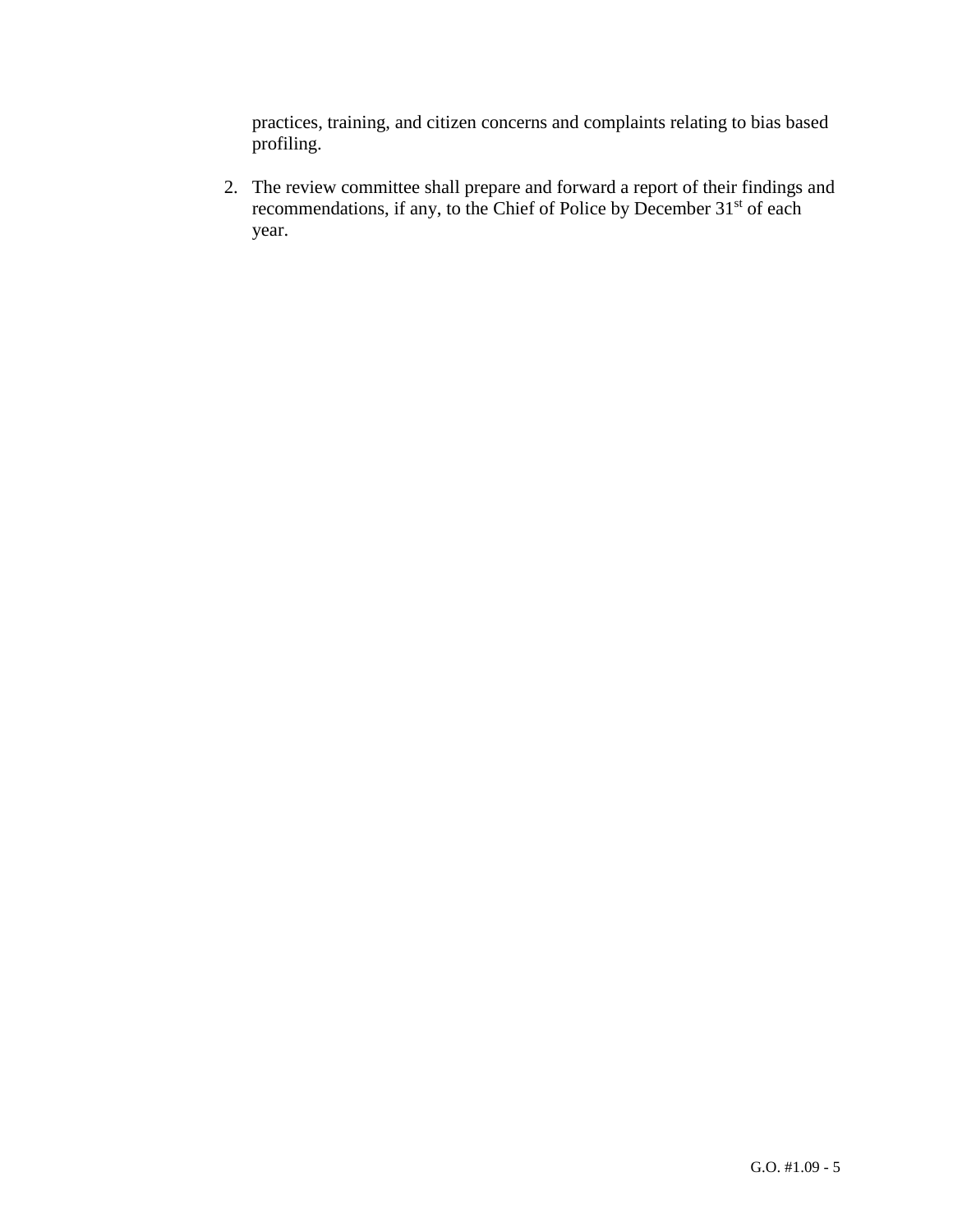practices, training, and citizen concerns and complaints relating to bias based profiling.

2. The review committee shall prepare and forward a report of their findings and recommendations, if any, to the Chief of Police by December 31st of each year.